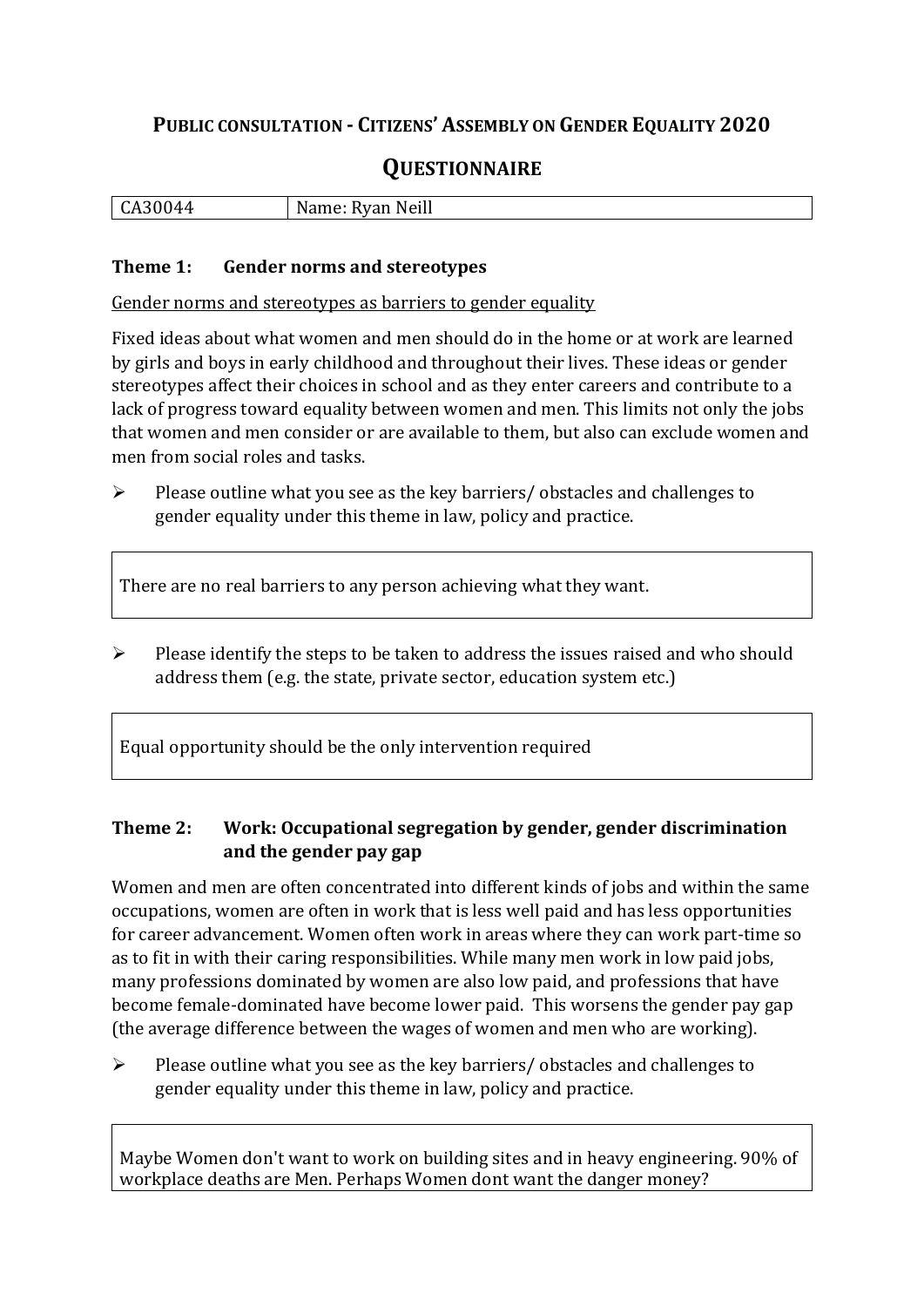# Public consultation - Citizens' Assembly on Gender Equality 2020

## Questionnaire

| CA30044 | Name: Ryan Neill |
|---|---|

### Theme 1: Gender norms and stereotypes

Gender norms and stereotypes as barriers to gender equality

Fixed ideas about what women and men should do in the home or at work are learned by girls and boys in early childhood and throughout their lives. These ideas or gender stereotypes affect their choices in school and as they enter careers and contribute to a lack of progress toward equality between women and men. This limits not only the jobs that women and men consider or are available to them, but also can exclude women and men from social roles and tasks.

- Please outline what you see as the key barriers/ obstacles and challenges to gender equality under this theme in law, policy and practice.

> There are no real barriers to any person achieving what they want.

- Please identify the steps to be taken to address the issues raised and who should address them (e.g. the state, private sector, education system etc.)

> Equal opportunity should be the only intervention required

### Theme 2: Work: Occupational segregation by gender, gender discrimination and the gender pay gap

Women and men are often concentrated into different kinds of jobs and within the same occupations, women are often in work that is less well paid and has less opportunities for career advancement. Women often work in areas where they can work part-time so as to fit in with their caring responsibilities. While many men work in low paid jobs, many professions dominated by women are also low paid, and professions that have become female-dominated have become lower paid. This worsens the gender pay gap (the average difference between the wages of women and men who are working).

- Please outline what you see as the key barriers/ obstacles and challenges to gender equality under this theme in law, policy and practice.

> Maybe Women don't want to work on building sites and in heavy engineering. 90% of workplace deaths are Men. Perhaps Women dont want the danger money?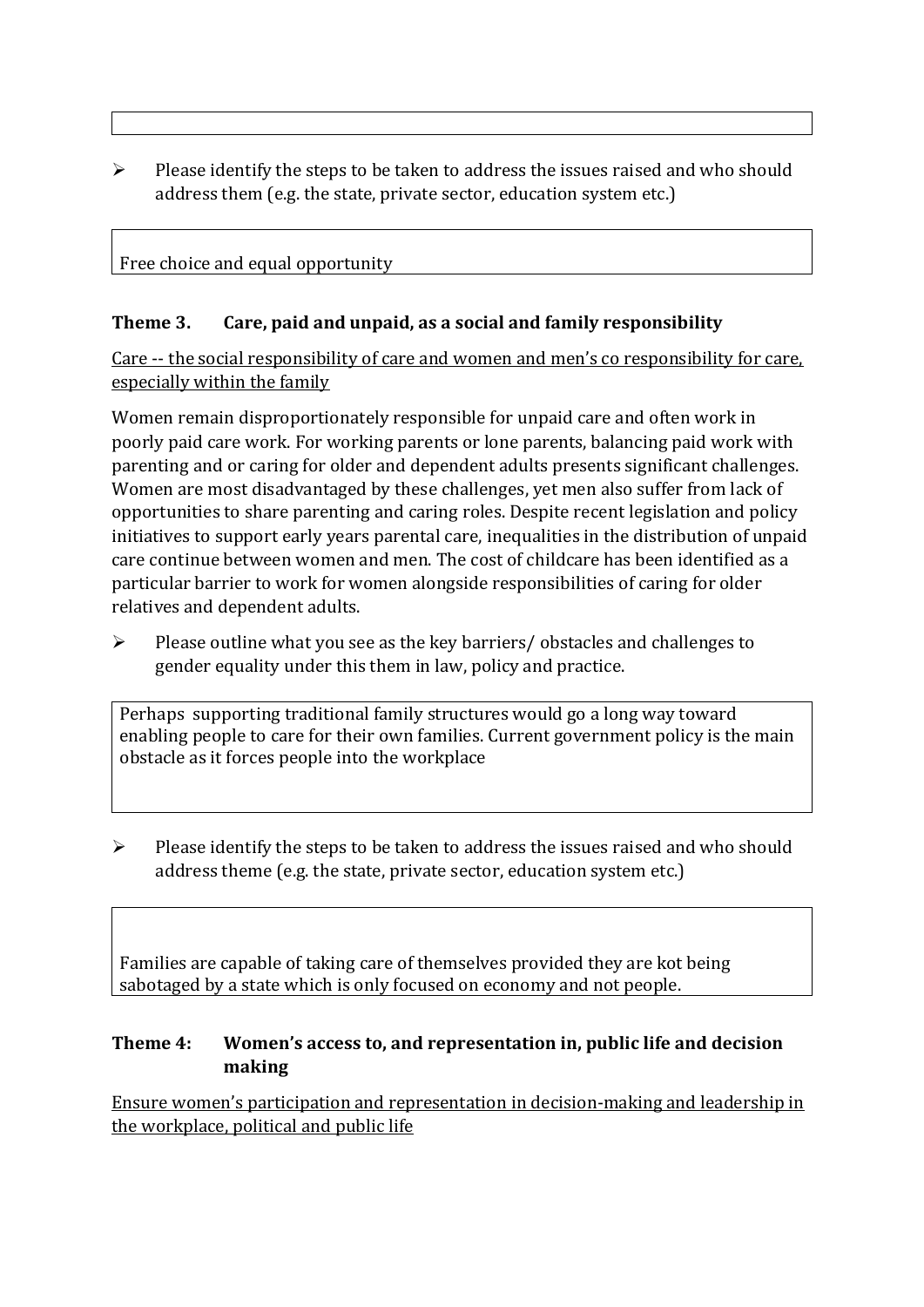- Please identify the steps to be taken to address the issues raised and who should address them (e.g. the state, private sector, education system etc.)

Free choice and equal opportunity

### Theme 3. Care, paid and unpaid, as a social and family responsibility

Care -- the social responsibility of care and women and men's co responsibility for care, especially within the family

Women remain disproportionately responsible for unpaid care and often work in poorly paid care work. For working parents or lone parents, balancing paid work with parenting and or caring for older and dependent adults presents significant challenges. Women are most disadvantaged by these challenges, yet men also suffer from lack of opportunities to share parenting and caring roles. Despite recent legislation and policy initiatives to support early years parental care, inequalities in the distribution of unpaid care continue between women and men. The cost of childcare has been identified as a particular barrier to work for women alongside responsibilities of caring for older relatives and dependent adults.

- Please outline what you see as the key barriers/ obstacles and challenges to gender equality under this them in law, policy and practice.

Perhaps supporting traditional family structures would go a long way toward enabling people to care for their own families. Current government policy is the main obstacle as it forces people into the workplace

- Please identify the steps to be taken to address the issues raised and who should address theme (e.g. the state, private sector, education system etc.)

Families are capable of taking care of themselves provided they are kot being sabotaged by a state which is only focused on economy and not people.

### Theme 4: Women's access to, and representation in, public life and decision making

Ensure women's participation and representation in decision-making and leadership in the workplace, political and public life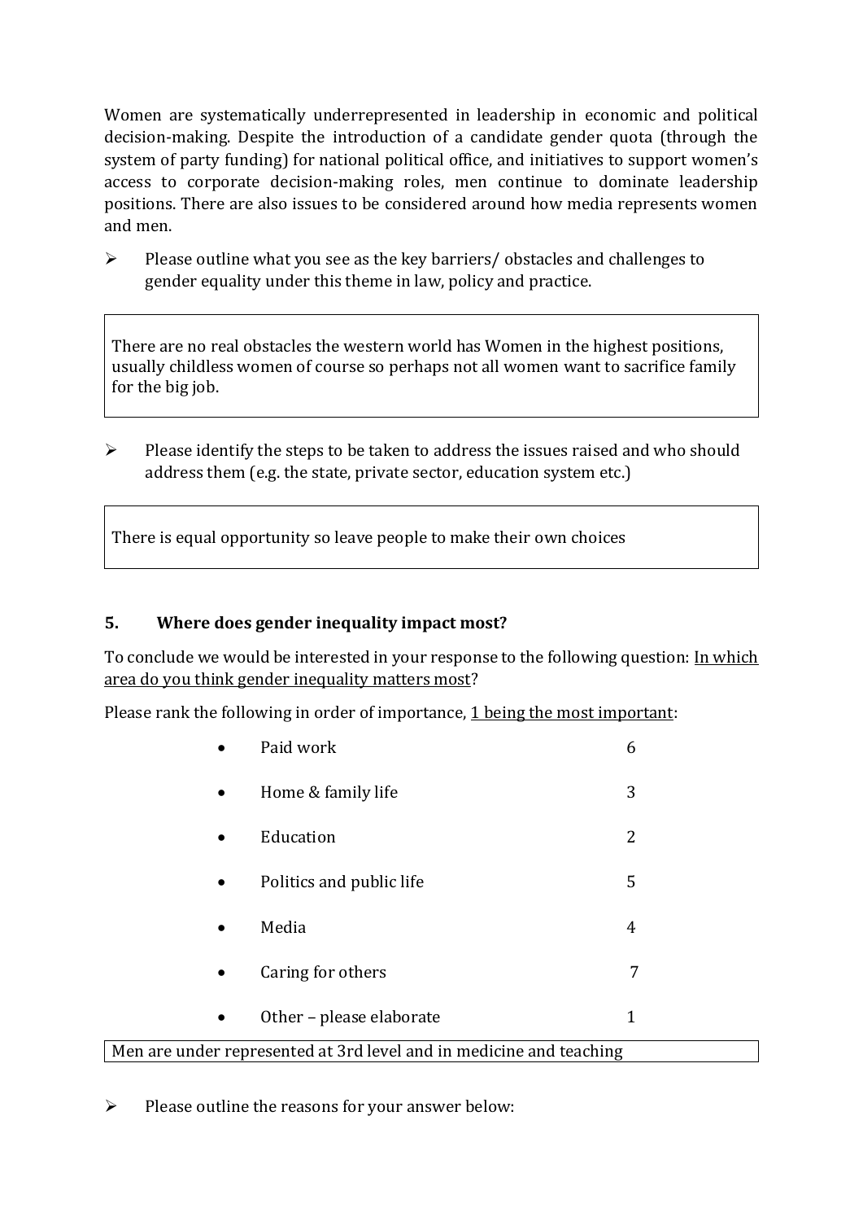Women are systematically underrepresented in leadership in economic and political decision-making. Despite the introduction of a candidate gender quota (through the system of party funding) for national political office, and initiatives to support women's access to corporate decision-making roles, men continue to dominate leadership positions. There are also issues to be considered around how media represents women and men.

- Please outline what you see as the key barriers/ obstacles and challenges to gender equality under this theme in law, policy and practice.

> There are no real obstacles the western world has Women in the highest positions, usually childless women of course so perhaps not all women want to sacrifice family for the big job.

- Please identify the steps to be taken to address the issues raised and who should address them (e.g. the state, private sector, education system etc.)

> There is equal opportunity so leave people to make their own choices

### 5. Where does gender inequality impact most?

To conclude we would be interested in your response to the following question: In which area do you think gender inequality matters most?

Please rank the following in order of importance, 1 being the most important:

| | |
|---|---|
| • Paid work | 6 |
| • Home & family life | 3 |
| • Education | 2 |
| • Politics and public life | 5 |
| • Media | 4 |
| • Caring for others | 7 |
| • Other – please elaborate | 1 |

> Men are under represented at 3rd level and in medicine and teaching

- Please outline the reasons for your answer below: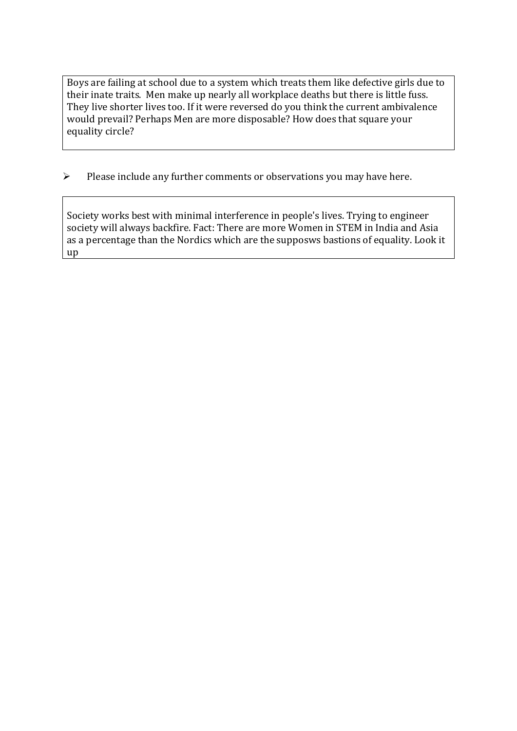Boys are failing at school due to a system which treats them like defective girls due to their inate traits.  Men make up nearly all workplace deaths but there is little fuss. They live shorter lives too. If it were reversed do you think the current ambivalence would prevail? Perhaps Men are more disposable? How does that square your equality circle?

- Please include any further comments or observations you may have here.

Society works best with minimal interference in people's lives. Trying to engineer society will always backfire. Fact: There are more Women in STEM in India and Asia as a percentage than the Nordics which are the supposws bastions of equality. Look it up